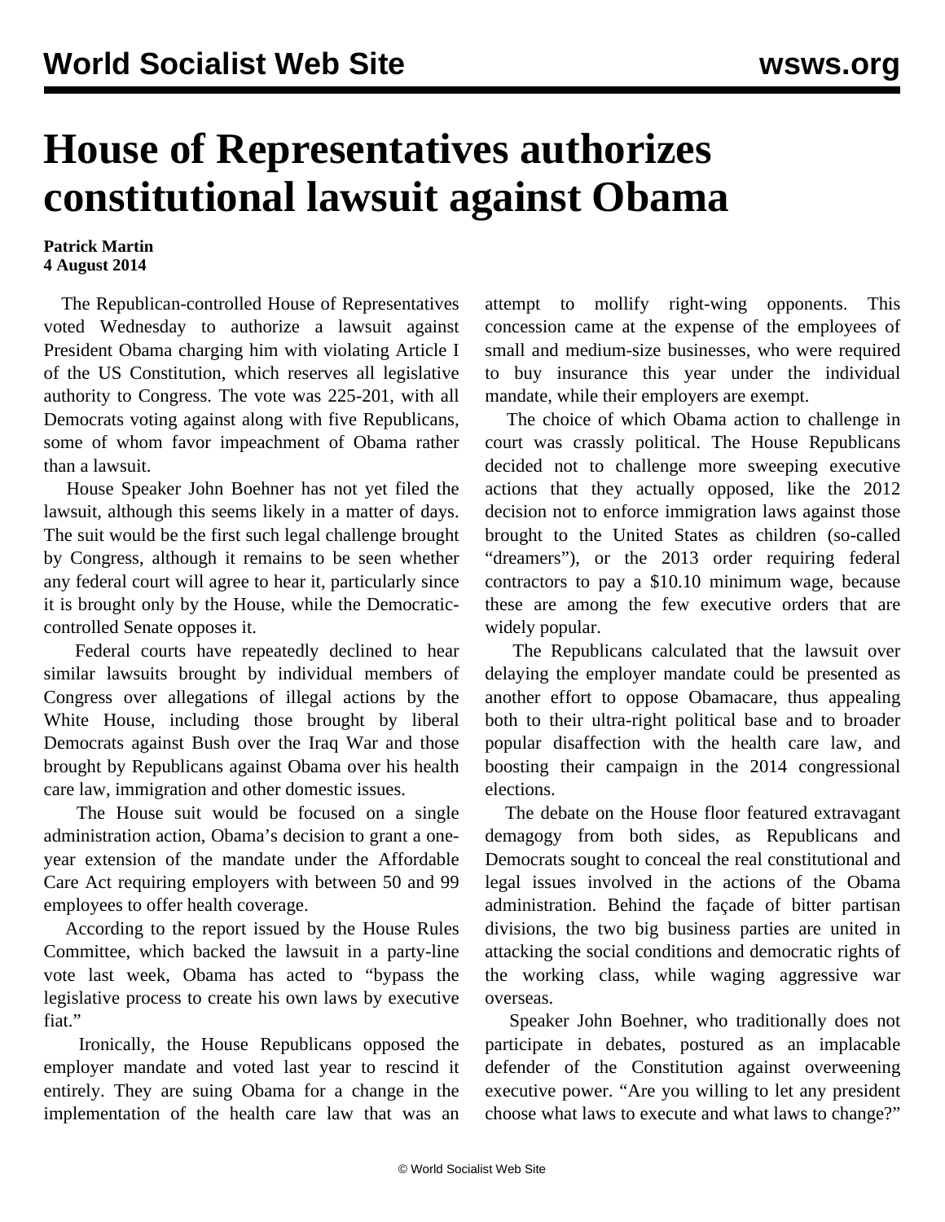# House of Representatives authorizes constitutional lawsuit against Obama

**Patrick Martin**
**4 August 2014**

The Republican-controlled House of Representatives voted Wednesday to authorize a lawsuit against President Obama charging him with violating Article I of the US Constitution, which reserves all legislative authority to Congress. The vote was 225-201, with all Democrats voting against along with five Republicans, some of whom favor impeachment of Obama rather than a lawsuit.

House Speaker John Boehner has not yet filed the lawsuit, although this seems likely in a matter of days. The suit would be the first such legal challenge brought by Congress, although it remains to be seen whether any federal court will agree to hear it, particularly since it is brought only by the House, while the Democratic-controlled Senate opposes it.

Federal courts have repeatedly declined to hear similar lawsuits brought by individual members of Congress over allegations of illegal actions by the White House, including those brought by liberal Democrats against Bush over the Iraq War and those brought by Republicans against Obama over his health care law, immigration and other domestic issues.

The House suit would be focused on a single administration action, Obama's decision to grant a one-year extension of the mandate under the Affordable Care Act requiring employers with between 50 and 99 employees to offer health coverage.

According to the report issued by the House Rules Committee, which backed the lawsuit in a party-line vote last week, Obama has acted to "bypass the legislative process to create his own laws by executive fiat."

Ironically, the House Republicans opposed the employer mandate and voted last year to rescind it entirely. They are suing Obama for a change in the implementation of the health care law that was an attempt to mollify right-wing opponents. This concession came at the expense of the employees of small and medium-size businesses, who were required to buy insurance this year under the individual mandate, while their employers are exempt.

The choice of which Obama action to challenge in court was crassly political. The House Republicans decided not to challenge more sweeping executive actions that they actually opposed, like the 2012 decision not to enforce immigration laws against those brought to the United States as children (so-called "dreamers"), or the 2013 order requiring federal contractors to pay a $10.10 minimum wage, because these are among the few executive orders that are widely popular.

The Republicans calculated that the lawsuit over delaying the employer mandate could be presented as another effort to oppose Obamacare, thus appealing both to their ultra-right political base and to broader popular disaffection with the health care law, and boosting their campaign in the 2014 congressional elections.

The debate on the House floor featured extravagant demagogy from both sides, as Republicans and Democrats sought to conceal the real constitutional and legal issues involved in the actions of the Obama administration. Behind the façade of bitter partisan divisions, the two big business parties are united in attacking the social conditions and democratic rights of the working class, while waging aggressive war overseas.

Speaker John Boehner, who traditionally does not participate in debates, postured as an implacable defender of the Constitution against overweening executive power. "Are you willing to let any president choose what laws to execute and what laws to change?"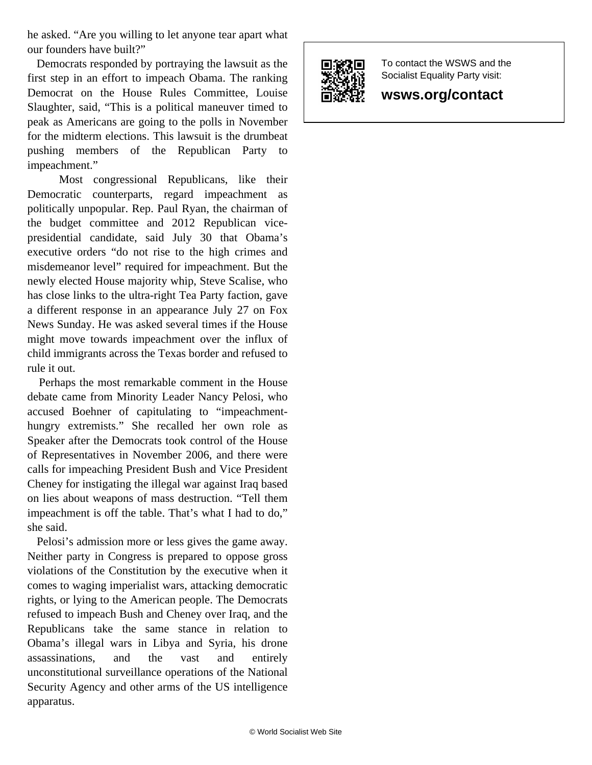he asked. "Are you willing to let anyone tear apart what our founders have built?"

Democrats responded by portraying the lawsuit as the first step in an effort to impeach Obama. The ranking Democrat on the House Rules Committee, Louise Slaughter, said, "This is a political maneuver timed to peak as Americans are going to the polls in November for the midterm elections. This lawsuit is the drumbeat pushing members of the Republican Party to impeachment."

Most congressional Republicans, like their Democratic counterparts, regard impeachment as politically unpopular. Rep. Paul Ryan, the chairman of the budget committee and 2012 Republican vice-presidential candidate, said July 30 that Obama's executive orders "do not rise to the high crimes and misdemeanor level" required for impeachment. But the newly elected House majority whip, Steve Scalise, who has close links to the ultra-right Tea Party faction, gave a different response in an appearance July 27 on Fox News Sunday. He was asked several times if the House might move towards impeachment over the influx of child immigrants across the Texas border and refused to rule it out.

Perhaps the most remarkable comment in the House debate came from Minority Leader Nancy Pelosi, who accused Boehner of capitulating to "impeachment-hungry extremists." She recalled her own role as Speaker after the Democrats took control of the House of Representatives in November 2006, and there were calls for impeaching President Bush and Vice President Cheney for instigating the illegal war against Iraq based on lies about weapons of mass destruction. "Tell them impeachment is off the table. That's what I had to do," she said.

Pelosi's admission more or less gives the game away. Neither party in Congress is prepared to oppose gross violations of the Constitution by the executive when it comes to waging imperialist wars, attacking democratic rights, or lying to the American people. The Democrats refused to impeach Bush and Cheney over Iraq, and the Republicans take the same stance in relation to Obama's illegal wars in Libya and Syria, his drone assassinations, and the vast and entirely unconstitutional surveillance operations of the National Security Agency and other arms of the US intelligence apparatus.

To contact the WSWS and the Socialist Equality Party visit:

**wsws.org/contact**